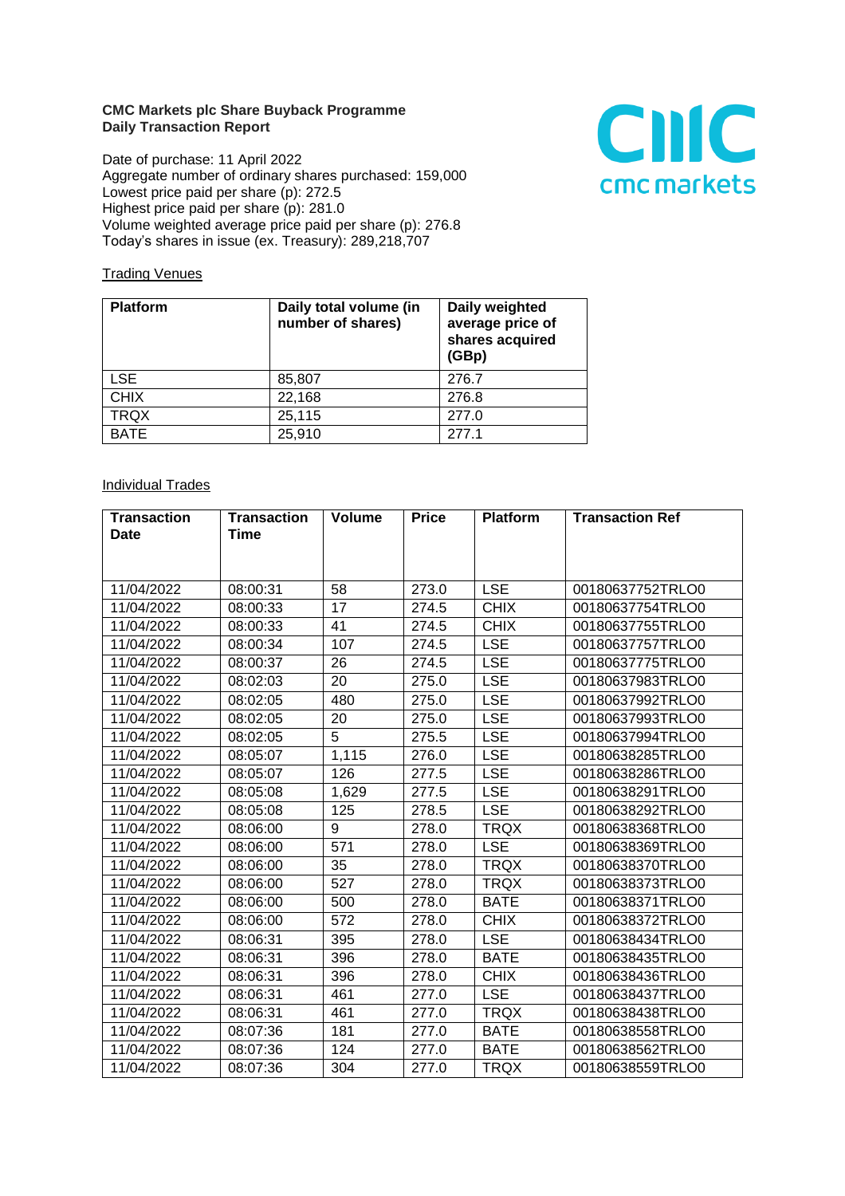**CMC Markets plc Share Buyback Programme**
**Daily Transaction Report**

Date of purchase: 11 April 2022
Aggregate number of ordinary shares purchased: 159,000
Lowest price paid per share (p): 272.5
Highest price paid per share (p): 281.0
Volume weighted average price paid per share (p): 276.8
Today's shares in issue (ex. Treasury): 289,218,707

Trading Venues

| Platform | Daily total volume (in number of shares) | Daily weighted average price of shares acquired (GBp) |
|---|---|---|
| LSE | 85,807 | 276.7 |
| CHIX | 22,168 | 276.8 |
| TRQX | 25,115 | 277.0 |
| BATE | 25,910 | 277.1 |

Individual Trades

| Transaction Date | Transaction Time | Volume | Price | Platform | Transaction Ref |
|---|---|---|---|---|---|
| 11/04/2022 | 08:00:31 | 58 | 273.0 | LSE | 00180637752TRLO0 |
| 11/04/2022 | 08:00:33 | 17 | 274.5 | CHIX | 00180637754TRLO0 |
| 11/04/2022 | 08:00:33 | 41 | 274.5 | CHIX | 00180637755TRLO0 |
| 11/04/2022 | 08:00:34 | 107 | 274.5 | LSE | 00180637757TRLO0 |
| 11/04/2022 | 08:00:37 | 26 | 274.5 | LSE | 00180637775TRLO0 |
| 11/04/2022 | 08:02:03 | 20 | 275.0 | LSE | 00180637983TRLO0 |
| 11/04/2022 | 08:02:05 | 480 | 275.0 | LSE | 00180637992TRLO0 |
| 11/04/2022 | 08:02:05 | 20 | 275.0 | LSE | 00180637993TRLO0 |
| 11/04/2022 | 08:02:05 | 5 | 275.5 | LSE | 00180637994TRLO0 |
| 11/04/2022 | 08:05:07 | 1,115 | 276.0 | LSE | 00180638285TRLO0 |
| 11/04/2022 | 08:05:07 | 126 | 277.5 | LSE | 00180638286TRLO0 |
| 11/04/2022 | 08:05:08 | 1,629 | 277.5 | LSE | 00180638291TRLO0 |
| 11/04/2022 | 08:05:08 | 125 | 278.5 | LSE | 00180638292TRLO0 |
| 11/04/2022 | 08:06:00 | 9 | 278.0 | TRQX | 00180638368TRLO0 |
| 11/04/2022 | 08:06:00 | 571 | 278.0 | LSE | 00180638369TRLO0 |
| 11/04/2022 | 08:06:00 | 35 | 278.0 | TRQX | 00180638370TRLO0 |
| 11/04/2022 | 08:06:00 | 527 | 278.0 | TRQX | 00180638373TRLO0 |
| 11/04/2022 | 08:06:00 | 500 | 278.0 | BATE | 00180638371TRLO0 |
| 11/04/2022 | 08:06:00 | 572 | 278.0 | CHIX | 00180638372TRLO0 |
| 11/04/2022 | 08:06:31 | 395 | 278.0 | LSE | 00180638434TRLO0 |
| 11/04/2022 | 08:06:31 | 396 | 278.0 | BATE | 00180638435TRLO0 |
| 11/04/2022 | 08:06:31 | 396 | 278.0 | CHIX | 00180638436TRLO0 |
| 11/04/2022 | 08:06:31 | 461 | 277.0 | LSE | 00180638437TRLO0 |
| 11/04/2022 | 08:06:31 | 461 | 277.0 | TRQX | 00180638438TRLO0 |
| 11/04/2022 | 08:07:36 | 181 | 277.0 | BATE | 00180638558TRLO0 |
| 11/04/2022 | 08:07:36 | 124 | 277.0 | BATE | 00180638562TRLO0 |
| 11/04/2022 | 08:07:36 | 304 | 277.0 | TRQX | 00180638559TRLO0 |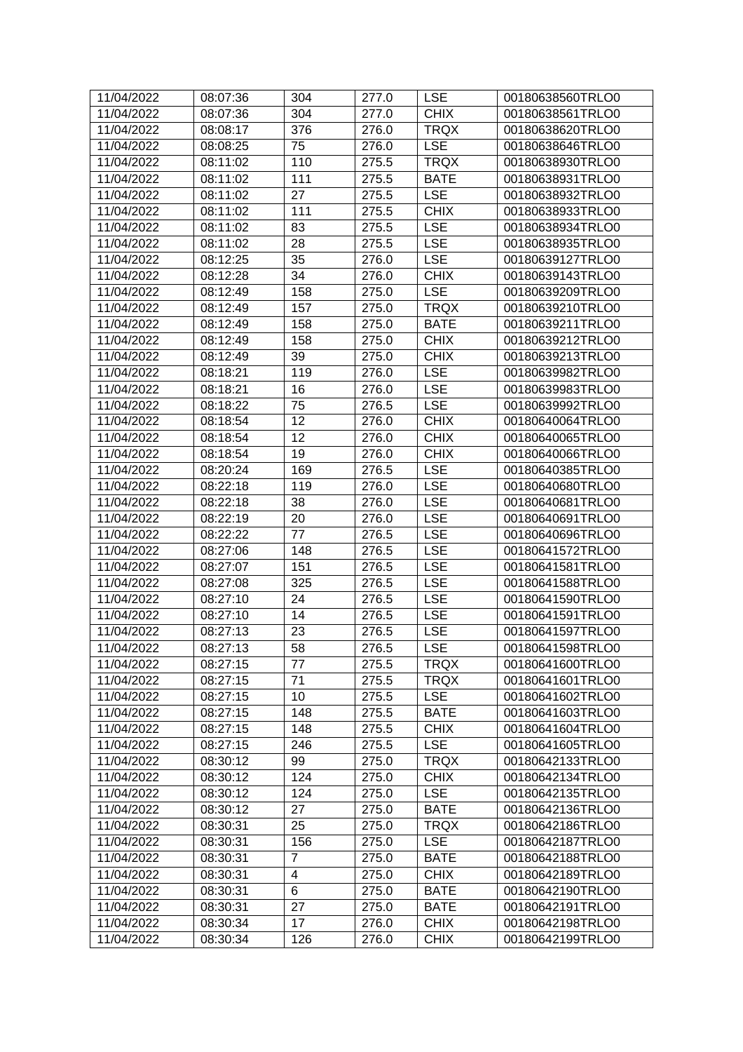| 11/04/2022 | 08:07:36 | 304 | 277.0 | LSE | 00180638560TRLO0 |
|---|---|---|---|---|---|
| 11/04/2022 | 08:07:36 | 304 | 277.0 | CHIX | 00180638561TRLO0 |
| 11/04/2022 | 08:08:17 | 376 | 276.0 | TRQX | 00180638620TRLO0 |
| 11/04/2022 | 08:08:25 | 75 | 276.0 | LSE | 00180638646TRLO0 |
| 11/04/2022 | 08:11:02 | 110 | 275.5 | TRQX | 00180638930TRLO0 |
| 11/04/2022 | 08:11:02 | 111 | 275.5 | BATE | 00180638931TRLO0 |
| 11/04/2022 | 08:11:02 | 27 | 275.5 | LSE | 00180638932TRLO0 |
| 11/04/2022 | 08:11:02 | 111 | 275.5 | CHIX | 00180638933TRLO0 |
| 11/04/2022 | 08:11:02 | 83 | 275.5 | LSE | 00180638934TRLO0 |
| 11/04/2022 | 08:11:02 | 28 | 275.5 | LSE | 00180638935TRLO0 |
| 11/04/2022 | 08:12:25 | 35 | 276.0 | LSE | 00180639127TRLO0 |
| 11/04/2022 | 08:12:28 | 34 | 276.0 | CHIX | 00180639143TRLO0 |
| 11/04/2022 | 08:12:49 | 158 | 275.0 | LSE | 00180639209TRLO0 |
| 11/04/2022 | 08:12:49 | 157 | 275.0 | TRQX | 00180639210TRLO0 |
| 11/04/2022 | 08:12:49 | 158 | 275.0 | BATE | 00180639211TRLO0 |
| 11/04/2022 | 08:12:49 | 158 | 275.0 | CHIX | 00180639212TRLO0 |
| 11/04/2022 | 08:12:49 | 39 | 275.0 | CHIX | 00180639213TRLO0 |
| 11/04/2022 | 08:18:21 | 119 | 276.0 | LSE | 00180639982TRLO0 |
| 11/04/2022 | 08:18:21 | 16 | 276.0 | LSE | 00180639983TRLO0 |
| 11/04/2022 | 08:18:22 | 75 | 276.5 | LSE | 00180639992TRLO0 |
| 11/04/2022 | 08:18:54 | 12 | 276.0 | CHIX | 00180640064TRLO0 |
| 11/04/2022 | 08:18:54 | 12 | 276.0 | CHIX | 00180640065TRLO0 |
| 11/04/2022 | 08:18:54 | 19 | 276.0 | CHIX | 00180640066TRLO0 |
| 11/04/2022 | 08:20:24 | 169 | 276.5 | LSE | 00180640385TRLO0 |
| 11/04/2022 | 08:22:18 | 119 | 276.0 | LSE | 00180640680TRLO0 |
| 11/04/2022 | 08:22:18 | 38 | 276.0 | LSE | 00180640681TRLO0 |
| 11/04/2022 | 08:22:19 | 20 | 276.0 | LSE | 00180640691TRLO0 |
| 11/04/2022 | 08:22:22 | 77 | 276.5 | LSE | 00180640696TRLO0 |
| 11/04/2022 | 08:27:06 | 148 | 276.5 | LSE | 00180641572TRLO0 |
| 11/04/2022 | 08:27:07 | 151 | 276.5 | LSE | 00180641581TRLO0 |
| 11/04/2022 | 08:27:08 | 325 | 276.5 | LSE | 00180641588TRLO0 |
| 11/04/2022 | 08:27:10 | 24 | 276.5 | LSE | 00180641590TRLO0 |
| 11/04/2022 | 08:27:10 | 14 | 276.5 | LSE | 00180641591TRLO0 |
| 11/04/2022 | 08:27:13 | 23 | 276.5 | LSE | 00180641597TRLO0 |
| 11/04/2022 | 08:27:13 | 58 | 276.5 | LSE | 00180641598TRLO0 |
| 11/04/2022 | 08:27:15 | 77 | 275.5 | TRQX | 00180641600TRLO0 |
| 11/04/2022 | 08:27:15 | 71 | 275.5 | TRQX | 00180641601TRLO0 |
| 11/04/2022 | 08:27:15 | 10 | 275.5 | LSE | 00180641602TRLO0 |
| 11/04/2022 | 08:27:15 | 148 | 275.5 | BATE | 00180641603TRLO0 |
| 11/04/2022 | 08:27:15 | 148 | 275.5 | CHIX | 00180641604TRLO0 |
| 11/04/2022 | 08:27:15 | 246 | 275.5 | LSE | 00180641605TRLO0 |
| 11/04/2022 | 08:30:12 | 99 | 275.0 | TRQX | 00180642133TRLO0 |
| 11/04/2022 | 08:30:12 | 124 | 275.0 | CHIX | 00180642134TRLO0 |
| 11/04/2022 | 08:30:12 | 124 | 275.0 | LSE | 00180642135TRLO0 |
| 11/04/2022 | 08:30:12 | 27 | 275.0 | BATE | 00180642136TRLO0 |
| 11/04/2022 | 08:30:31 | 25 | 275.0 | TRQX | 00180642186TRLO0 |
| 11/04/2022 | 08:30:31 | 156 | 275.0 | LSE | 00180642187TRLO0 |
| 11/04/2022 | 08:30:31 | 7 | 275.0 | BATE | 00180642188TRLO0 |
| 11/04/2022 | 08:30:31 | 4 | 275.0 | CHIX | 00180642189TRLO0 |
| 11/04/2022 | 08:30:31 | 6 | 275.0 | BATE | 00180642190TRLO0 |
| 11/04/2022 | 08:30:31 | 27 | 275.0 | BATE | 00180642191TRLO0 |
| 11/04/2022 | 08:30:34 | 17 | 276.0 | CHIX | 00180642198TRLO0 |
| 11/04/2022 | 08:30:34 | 126 | 276.0 | CHIX | 00180642199TRLO0 |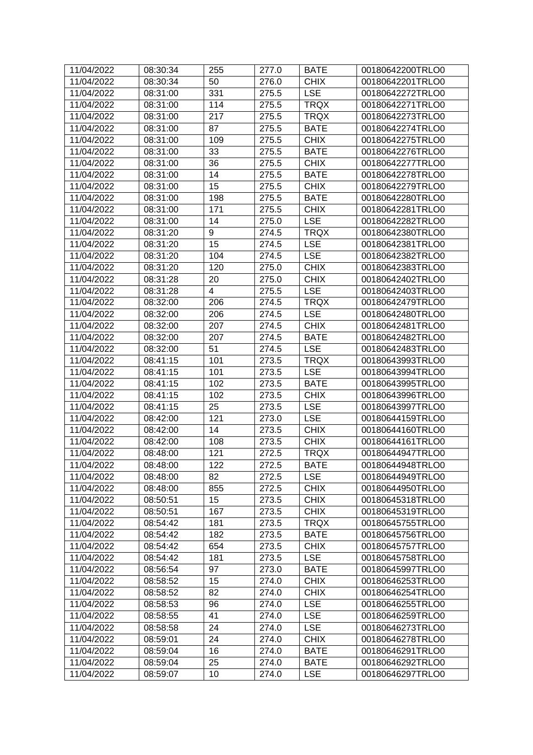| 11/04/2022 | 08:30:34 | 255 | 277.0 | BATE | 00180642200TRLO0 |
|---|---|---|---|---|---|
| 11/04/2022 | 08:30:34 | 50 | 276.0 | CHIX | 00180642201TRLO0 |
| 11/04/2022 | 08:31:00 | 331 | 275.5 | LSE | 00180642272TRLO0 |
| 11/04/2022 | 08:31:00 | 114 | 275.5 | TRQX | 00180642271TRLO0 |
| 11/04/2022 | 08:31:00 | 217 | 275.5 | TRQX | 00180642273TRLO0 |
| 11/04/2022 | 08:31:00 | 87 | 275.5 | BATE | 00180642274TRLO0 |
| 11/04/2022 | 08:31:00 | 109 | 275.5 | CHIX | 00180642275TRLO0 |
| 11/04/2022 | 08:31:00 | 33 | 275.5 | BATE | 00180642276TRLO0 |
| 11/04/2022 | 08:31:00 | 36 | 275.5 | CHIX | 00180642277TRLO0 |
| 11/04/2022 | 08:31:00 | 14 | 275.5 | BATE | 00180642278TRLO0 |
| 11/04/2022 | 08:31:00 | 15 | 275.5 | CHIX | 00180642279TRLO0 |
| 11/04/2022 | 08:31:00 | 198 | 275.5 | BATE | 00180642280TRLO0 |
| 11/04/2022 | 08:31:00 | 171 | 275.5 | CHIX | 00180642281TRLO0 |
| 11/04/2022 | 08:31:00 | 14 | 275.0 | LSE | 00180642282TRLO0 |
| 11/04/2022 | 08:31:20 | 9 | 274.5 | TRQX | 00180642380TRLO0 |
| 11/04/2022 | 08:31:20 | 15 | 274.5 | LSE | 00180642381TRLO0 |
| 11/04/2022 | 08:31:20 | 104 | 274.5 | LSE | 00180642382TRLO0 |
| 11/04/2022 | 08:31:20 | 120 | 275.0 | CHIX | 00180642383TRLO0 |
| 11/04/2022 | 08:31:28 | 20 | 275.0 | CHIX | 00180642402TRLO0 |
| 11/04/2022 | 08:31:28 | 4 | 275.5 | LSE | 00180642403TRLO0 |
| 11/04/2022 | 08:32:00 | 206 | 274.5 | TRQX | 00180642479TRLO0 |
| 11/04/2022 | 08:32:00 | 206 | 274.5 | LSE | 00180642480TRLO0 |
| 11/04/2022 | 08:32:00 | 207 | 274.5 | CHIX | 00180642481TRLO0 |
| 11/04/2022 | 08:32:00 | 207 | 274.5 | BATE | 00180642482TRLO0 |
| 11/04/2022 | 08:32:00 | 51 | 274.5 | LSE | 00180642483TRLO0 |
| 11/04/2022 | 08:41:15 | 101 | 273.5 | TRQX | 00180643993TRLO0 |
| 11/04/2022 | 08:41:15 | 101 | 273.5 | LSE | 00180643994TRLO0 |
| 11/04/2022 | 08:41:15 | 102 | 273.5 | BATE | 00180643995TRLO0 |
| 11/04/2022 | 08:41:15 | 102 | 273.5 | CHIX | 00180643996TRLO0 |
| 11/04/2022 | 08:41:15 | 25 | 273.5 | LSE | 00180643997TRLO0 |
| 11/04/2022 | 08:42:00 | 121 | 273.0 | LSE | 00180644159TRLO0 |
| 11/04/2022 | 08:42:00 | 14 | 273.5 | CHIX | 00180644160TRLO0 |
| 11/04/2022 | 08:42:00 | 108 | 273.5 | CHIX | 00180644161TRLO0 |
| 11/04/2022 | 08:48:00 | 121 | 272.5 | TRQX | 00180644947TRLO0 |
| 11/04/2022 | 08:48:00 | 122 | 272.5 | BATE | 00180644948TRLO0 |
| 11/04/2022 | 08:48:00 | 82 | 272.5 | LSE | 00180644949TRLO0 |
| 11/04/2022 | 08:48:00 | 855 | 272.5 | CHIX | 00180644950TRLO0 |
| 11/04/2022 | 08:50:51 | 15 | 273.5 | CHIX | 00180645318TRLO0 |
| 11/04/2022 | 08:50:51 | 167 | 273.5 | CHIX | 00180645319TRLO0 |
| 11/04/2022 | 08:54:42 | 181 | 273.5 | TRQX | 00180645755TRLO0 |
| 11/04/2022 | 08:54:42 | 182 | 273.5 | BATE | 00180645756TRLO0 |
| 11/04/2022 | 08:54:42 | 654 | 273.5 | CHIX | 00180645757TRLO0 |
| 11/04/2022 | 08:54:42 | 181 | 273.5 | LSE | 00180645758TRLO0 |
| 11/04/2022 | 08:56:54 | 97 | 273.0 | BATE | 00180645997TRLO0 |
| 11/04/2022 | 08:58:52 | 15 | 274.0 | CHIX | 00180646253TRLO0 |
| 11/04/2022 | 08:58:52 | 82 | 274.0 | CHIX | 00180646254TRLO0 |
| 11/04/2022 | 08:58:53 | 96 | 274.0 | LSE | 00180646255TRLO0 |
| 11/04/2022 | 08:58:55 | 41 | 274.0 | LSE | 00180646259TRLO0 |
| 11/04/2022 | 08:58:58 | 24 | 274.0 | LSE | 00180646273TRLO0 |
| 11/04/2022 | 08:59:01 | 24 | 274.0 | CHIX | 00180646278TRLO0 |
| 11/04/2022 | 08:59:04 | 16 | 274.0 | BATE | 00180646291TRLO0 |
| 11/04/2022 | 08:59:04 | 25 | 274.0 | BATE | 00180646292TRLO0 |
| 11/04/2022 | 08:59:07 | 10 | 274.0 | LSE | 00180646297TRLO0 |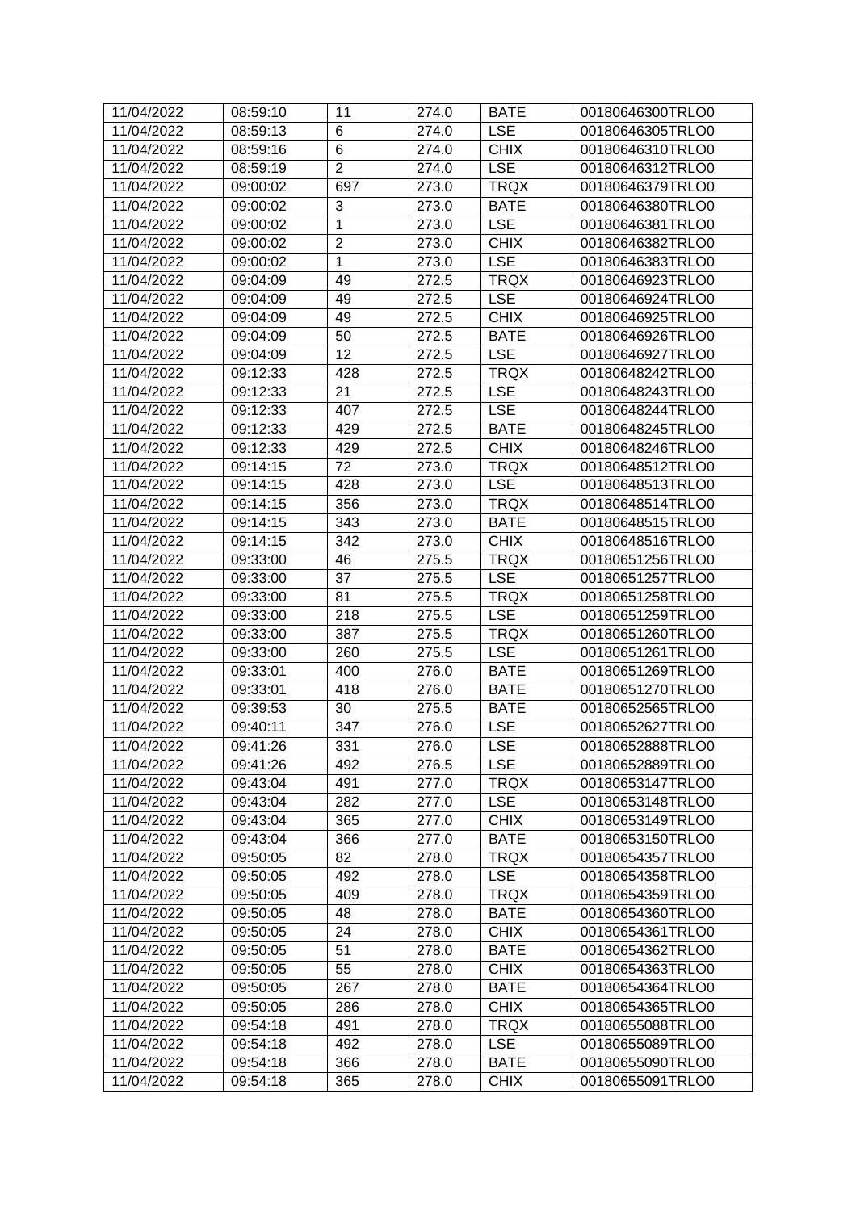| 11/04/2022 | 08:59:10 | 11 | 274.0 | BATE | 00180646300TRLO0 |
|---|---|---|---|---|---|
| 11/04/2022 | 08:59:13 | 6 | 274.0 | LSE | 00180646305TRLO0 |
| 11/04/2022 | 08:59:16 | 6 | 274.0 | CHIX | 00180646310TRLO0 |
| 11/04/2022 | 08:59:19 | 2 | 274.0 | LSE | 00180646312TRLO0 |
| 11/04/2022 | 09:00:02 | 697 | 273.0 | TRQX | 00180646379TRLO0 |
| 11/04/2022 | 09:00:02 | 3 | 273.0 | BATE | 00180646380TRLO0 |
| 11/04/2022 | 09:00:02 | 1 | 273.0 | LSE | 00180646381TRLO0 |
| 11/04/2022 | 09:00:02 | 2 | 273.0 | CHIX | 00180646382TRLO0 |
| 11/04/2022 | 09:00:02 | 1 | 273.0 | LSE | 00180646383TRLO0 |
| 11/04/2022 | 09:04:09 | 49 | 272.5 | TRQX | 00180646923TRLO0 |
| 11/04/2022 | 09:04:09 | 49 | 272.5 | LSE | 00180646924TRLO0 |
| 11/04/2022 | 09:04:09 | 49 | 272.5 | CHIX | 00180646925TRLO0 |
| 11/04/2022 | 09:04:09 | 50 | 272.5 | BATE | 00180646926TRLO0 |
| 11/04/2022 | 09:04:09 | 12 | 272.5 | LSE | 00180646927TRLO0 |
| 11/04/2022 | 09:12:33 | 428 | 272.5 | TRQX | 00180648242TRLO0 |
| 11/04/2022 | 09:12:33 | 21 | 272.5 | LSE | 00180648243TRLO0 |
| 11/04/2022 | 09:12:33 | 407 | 272.5 | LSE | 00180648244TRLO0 |
| 11/04/2022 | 09:12:33 | 429 | 272.5 | BATE | 00180648245TRLO0 |
| 11/04/2022 | 09:12:33 | 429 | 272.5 | CHIX | 00180648246TRLO0 |
| 11/04/2022 | 09:14:15 | 72 | 273.0 | TRQX | 00180648512TRLO0 |
| 11/04/2022 | 09:14:15 | 428 | 273.0 | LSE | 00180648513TRLO0 |
| 11/04/2022 | 09:14:15 | 356 | 273.0 | TRQX | 00180648514TRLO0 |
| 11/04/2022 | 09:14:15 | 343 | 273.0 | BATE | 00180648515TRLO0 |
| 11/04/2022 | 09:14:15 | 342 | 273.0 | CHIX | 00180648516TRLO0 |
| 11/04/2022 | 09:33:00 | 46 | 275.5 | TRQX | 00180651256TRLO0 |
| 11/04/2022 | 09:33:00 | 37 | 275.5 | LSE | 00180651257TRLO0 |
| 11/04/2022 | 09:33:00 | 81 | 275.5 | TRQX | 00180651258TRLO0 |
| 11/04/2022 | 09:33:00 | 218 | 275.5 | LSE | 00180651259TRLO0 |
| 11/04/2022 | 09:33:00 | 387 | 275.5 | TRQX | 00180651260TRLO0 |
| 11/04/2022 | 09:33:00 | 260 | 275.5 | LSE | 00180651261TRLO0 |
| 11/04/2022 | 09:33:01 | 400 | 276.0 | BATE | 00180651269TRLO0 |
| 11/04/2022 | 09:33:01 | 418 | 276.0 | BATE | 00180651270TRLO0 |
| 11/04/2022 | 09:39:53 | 30 | 275.5 | BATE | 00180652565TRLO0 |
| 11/04/2022 | 09:40:11 | 347 | 276.0 | LSE | 00180652627TRLO0 |
| 11/04/2022 | 09:41:26 | 331 | 276.0 | LSE | 00180652888TRLO0 |
| 11/04/2022 | 09:41:26 | 492 | 276.5 | LSE | 00180652889TRLO0 |
| 11/04/2022 | 09:43:04 | 491 | 277.0 | TRQX | 00180653147TRLO0 |
| 11/04/2022 | 09:43:04 | 282 | 277.0 | LSE | 00180653148TRLO0 |
| 11/04/2022 | 09:43:04 | 365 | 277.0 | CHIX | 00180653149TRLO0 |
| 11/04/2022 | 09:43:04 | 366 | 277.0 | BATE | 00180653150TRLO0 |
| 11/04/2022 | 09:50:05 | 82 | 278.0 | TRQX | 00180654357TRLO0 |
| 11/04/2022 | 09:50:05 | 492 | 278.0 | LSE | 00180654358TRLO0 |
| 11/04/2022 | 09:50:05 | 409 | 278.0 | TRQX | 00180654359TRLO0 |
| 11/04/2022 | 09:50:05 | 48 | 278.0 | BATE | 00180654360TRLO0 |
| 11/04/2022 | 09:50:05 | 24 | 278.0 | CHIX | 00180654361TRLO0 |
| 11/04/2022 | 09:50:05 | 51 | 278.0 | BATE | 00180654362TRLO0 |
| 11/04/2022 | 09:50:05 | 55 | 278.0 | CHIX | 00180654363TRLO0 |
| 11/04/2022 | 09:50:05 | 267 | 278.0 | BATE | 00180654364TRLO0 |
| 11/04/2022 | 09:50:05 | 286 | 278.0 | CHIX | 00180654365TRLO0 |
| 11/04/2022 | 09:54:18 | 491 | 278.0 | TRQX | 00180655088TRLO0 |
| 11/04/2022 | 09:54:18 | 492 | 278.0 | LSE | 00180655089TRLO0 |
| 11/04/2022 | 09:54:18 | 366 | 278.0 | BATE | 00180655090TRLO0 |
| 11/04/2022 | 09:54:18 | 365 | 278.0 | CHIX | 00180655091TRLO0 |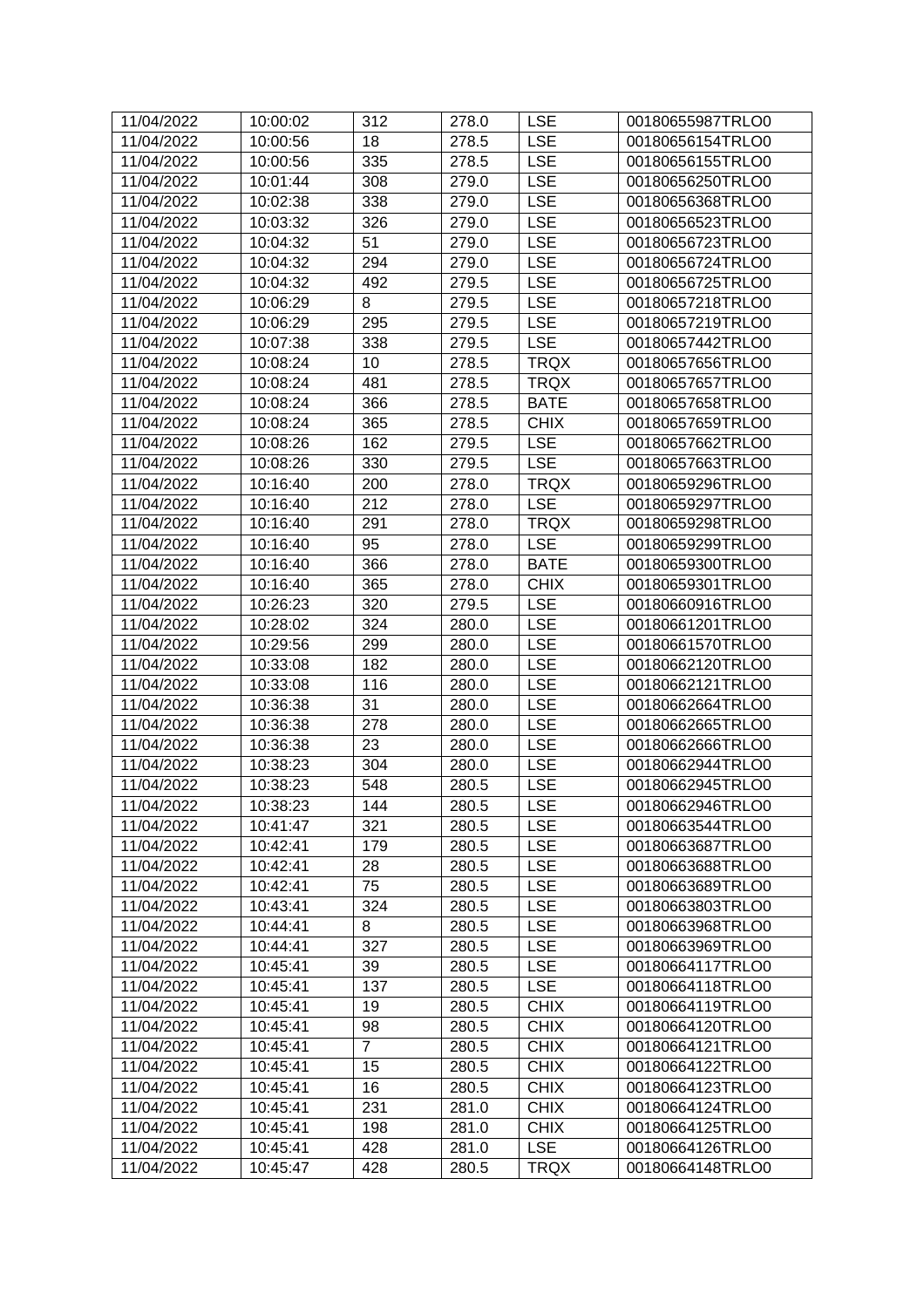| 11/04/2022 | 10:00:02 | 312 | 278.0 | LSE | 00180655987TRLO0 |
|---|---|---|---|---|---|
| 11/04/2022 | 10:00:56 | 18 | 278.5 | LSE | 00180656154TRLO0 |
| 11/04/2022 | 10:00:56 | 335 | 278.5 | LSE | 00180656155TRLO0 |
| 11/04/2022 | 10:01:44 | 308 | 279.0 | LSE | 00180656250TRLO0 |
| 11/04/2022 | 10:02:38 | 338 | 279.0 | LSE | 00180656368TRLO0 |
| 11/04/2022 | 10:03:32 | 326 | 279.0 | LSE | 00180656523TRLO0 |
| 11/04/2022 | 10:04:32 | 51 | 279.0 | LSE | 00180656723TRLO0 |
| 11/04/2022 | 10:04:32 | 294 | 279.0 | LSE | 00180656724TRLO0 |
| 11/04/2022 | 10:04:32 | 492 | 279.5 | LSE | 00180656725TRLO0 |
| 11/04/2022 | 10:06:29 | 8 | 279.5 | LSE | 00180657218TRLO0 |
| 11/04/2022 | 10:06:29 | 295 | 279.5 | LSE | 00180657219TRLO0 |
| 11/04/2022 | 10:07:38 | 338 | 279.5 | LSE | 00180657442TRLO0 |
| 11/04/2022 | 10:08:24 | 10 | 278.5 | TRQX | 00180657656TRLO0 |
| 11/04/2022 | 10:08:24 | 481 | 278.5 | TRQX | 00180657657TRLO0 |
| 11/04/2022 | 10:08:24 | 366 | 278.5 | BATE | 00180657658TRLO0 |
| 11/04/2022 | 10:08:24 | 365 | 278.5 | CHIX | 00180657659TRLO0 |
| 11/04/2022 | 10:08:26 | 162 | 279.5 | LSE | 00180657662TRLO0 |
| 11/04/2022 | 10:08:26 | 330 | 279.5 | LSE | 00180657663TRLO0 |
| 11/04/2022 | 10:16:40 | 200 | 278.0 | TRQX | 00180659296TRLO0 |
| 11/04/2022 | 10:16:40 | 212 | 278.0 | LSE | 00180659297TRLO0 |
| 11/04/2022 | 10:16:40 | 291 | 278.0 | TRQX | 00180659298TRLO0 |
| 11/04/2022 | 10:16:40 | 95 | 278.0 | LSE | 00180659299TRLO0 |
| 11/04/2022 | 10:16:40 | 366 | 278.0 | BATE | 00180659300TRLO0 |
| 11/04/2022 | 10:16:40 | 365 | 278.0 | CHIX | 00180659301TRLO0 |
| 11/04/2022 | 10:26:23 | 320 | 279.5 | LSE | 00180660916TRLO0 |
| 11/04/2022 | 10:28:02 | 324 | 280.0 | LSE | 00180661201TRLO0 |
| 11/04/2022 | 10:29:56 | 299 | 280.0 | LSE | 00180661570TRLO0 |
| 11/04/2022 | 10:33:08 | 182 | 280.0 | LSE | 00180662120TRLO0 |
| 11/04/2022 | 10:33:08 | 116 | 280.0 | LSE | 00180662121TRLO0 |
| 11/04/2022 | 10:36:38 | 31 | 280.0 | LSE | 00180662664TRLO0 |
| 11/04/2022 | 10:36:38 | 278 | 280.0 | LSE | 00180662665TRLO0 |
| 11/04/2022 | 10:36:38 | 23 | 280.0 | LSE | 00180662666TRLO0 |
| 11/04/2022 | 10:38:23 | 304 | 280.0 | LSE | 00180662944TRLO0 |
| 11/04/2022 | 10:38:23 | 548 | 280.5 | LSE | 00180662945TRLO0 |
| 11/04/2022 | 10:38:23 | 144 | 280.5 | LSE | 00180662946TRLO0 |
| 11/04/2022 | 10:41:47 | 321 | 280.5 | LSE | 00180663544TRLO0 |
| 11/04/2022 | 10:42:41 | 179 | 280.5 | LSE | 00180663687TRLO0 |
| 11/04/2022 | 10:42:41 | 28 | 280.5 | LSE | 00180663688TRLO0 |
| 11/04/2022 | 10:42:41 | 75 | 280.5 | LSE | 00180663689TRLO0 |
| 11/04/2022 | 10:43:41 | 324 | 280.5 | LSE | 00180663803TRLO0 |
| 11/04/2022 | 10:44:41 | 8 | 280.5 | LSE | 00180663968TRLO0 |
| 11/04/2022 | 10:44:41 | 327 | 280.5 | LSE | 00180663969TRLO0 |
| 11/04/2022 | 10:45:41 | 39 | 280.5 | LSE | 00180664117TRLO0 |
| 11/04/2022 | 10:45:41 | 137 | 280.5 | LSE | 00180664118TRLO0 |
| 11/04/2022 | 10:45:41 | 19 | 280.5 | CHIX | 00180664119TRLO0 |
| 11/04/2022 | 10:45:41 | 98 | 280.5 | CHIX | 00180664120TRLO0 |
| 11/04/2022 | 10:45:41 | 7 | 280.5 | CHIX | 00180664121TRLO0 |
| 11/04/2022 | 10:45:41 | 15 | 280.5 | CHIX | 00180664122TRLO0 |
| 11/04/2022 | 10:45:41 | 16 | 280.5 | CHIX | 00180664123TRLO0 |
| 11/04/2022 | 10:45:41 | 231 | 281.0 | CHIX | 00180664124TRLO0 |
| 11/04/2022 | 10:45:41 | 198 | 281.0 | CHIX | 00180664125TRLO0 |
| 11/04/2022 | 10:45:41 | 428 | 281.0 | LSE | 00180664126TRLO0 |
| 11/04/2022 | 10:45:47 | 428 | 280.5 | TRQX | 00180664148TRLO0 |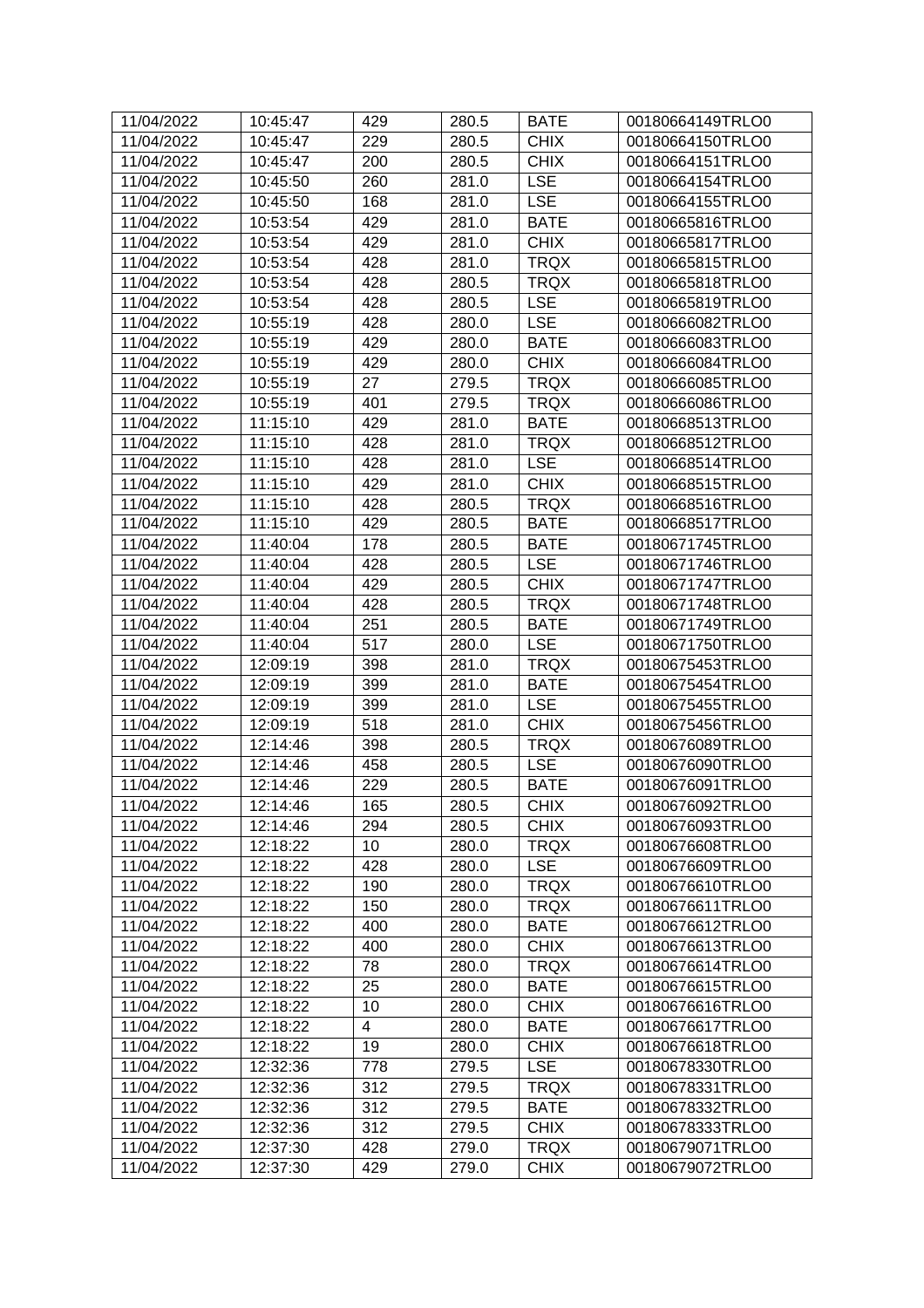| 11/04/2022 | 10:45:47 | 429 | 280.5 | BATE | 00180664149TRLO0 |
|---|---|---|---|---|---|
| 11/04/2022 | 10:45:47 | 229 | 280.5 | CHIX | 00180664150TRLO0 |
| 11/04/2022 | 10:45:47 | 200 | 280.5 | CHIX | 00180664151TRLO0 |
| 11/04/2022 | 10:45:50 | 260 | 281.0 | LSE | 00180664154TRLO0 |
| 11/04/2022 | 10:45:50 | 168 | 281.0 | LSE | 00180664155TRLO0 |
| 11/04/2022 | 10:53:54 | 429 | 281.0 | BATE | 00180665816TRLO0 |
| 11/04/2022 | 10:53:54 | 429 | 281.0 | CHIX | 00180665817TRLO0 |
| 11/04/2022 | 10:53:54 | 428 | 281.0 | TRQX | 00180665815TRLO0 |
| 11/04/2022 | 10:53:54 | 428 | 280.5 | TRQX | 00180665818TRLO0 |
| 11/04/2022 | 10:53:54 | 428 | 280.5 | LSE | 00180665819TRLO0 |
| 11/04/2022 | 10:55:19 | 428 | 280.0 | LSE | 00180666082TRLO0 |
| 11/04/2022 | 10:55:19 | 429 | 280.0 | BATE | 00180666083TRLO0 |
| 11/04/2022 | 10:55:19 | 429 | 280.0 | CHIX | 00180666084TRLO0 |
| 11/04/2022 | 10:55:19 | 27 | 279.5 | TRQX | 00180666085TRLO0 |
| 11/04/2022 | 10:55:19 | 401 | 279.5 | TRQX | 00180666086TRLO0 |
| 11/04/2022 | 11:15:10 | 429 | 281.0 | BATE | 00180668513TRLO0 |
| 11/04/2022 | 11:15:10 | 428 | 281.0 | TRQX | 00180668512TRLO0 |
| 11/04/2022 | 11:15:10 | 428 | 281.0 | LSE | 00180668514TRLO0 |
| 11/04/2022 | 11:15:10 | 429 | 281.0 | CHIX | 00180668515TRLO0 |
| 11/04/2022 | 11:15:10 | 428 | 280.5 | TRQX | 00180668516TRLO0 |
| 11/04/2022 | 11:15:10 | 429 | 280.5 | BATE | 00180668517TRLO0 |
| 11/04/2022 | 11:40:04 | 178 | 280.5 | BATE | 00180671745TRLO0 |
| 11/04/2022 | 11:40:04 | 428 | 280.5 | LSE | 00180671746TRLO0 |
| 11/04/2022 | 11:40:04 | 429 | 280.5 | CHIX | 00180671747TRLO0 |
| 11/04/2022 | 11:40:04 | 428 | 280.5 | TRQX | 00180671748TRLO0 |
| 11/04/2022 | 11:40:04 | 251 | 280.5 | BATE | 00180671749TRLO0 |
| 11/04/2022 | 11:40:04 | 517 | 280.0 | LSE | 00180671750TRLO0 |
| 11/04/2022 | 12:09:19 | 398 | 281.0 | TRQX | 00180675453TRLO0 |
| 11/04/2022 | 12:09:19 | 399 | 281.0 | BATE | 00180675454TRLO0 |
| 11/04/2022 | 12:09:19 | 399 | 281.0 | LSE | 00180675455TRLO0 |
| 11/04/2022 | 12:09:19 | 518 | 281.0 | CHIX | 00180675456TRLO0 |
| 11/04/2022 | 12:14:46 | 398 | 280.5 | TRQX | 00180676089TRLO0 |
| 11/04/2022 | 12:14:46 | 458 | 280.5 | LSE | 00180676090TRLO0 |
| 11/04/2022 | 12:14:46 | 229 | 280.5 | BATE | 00180676091TRLO0 |
| 11/04/2022 | 12:14:46 | 165 | 280.5 | CHIX | 00180676092TRLO0 |
| 11/04/2022 | 12:14:46 | 294 | 280.5 | CHIX | 00180676093TRLO0 |
| 11/04/2022 | 12:18:22 | 10 | 280.0 | TRQX | 00180676608TRLO0 |
| 11/04/2022 | 12:18:22 | 428 | 280.0 | LSE | 00180676609TRLO0 |
| 11/04/2022 | 12:18:22 | 190 | 280.0 | TRQX | 00180676610TRLO0 |
| 11/04/2022 | 12:18:22 | 150 | 280.0 | TRQX | 00180676611TRLO0 |
| 11/04/2022 | 12:18:22 | 400 | 280.0 | BATE | 00180676612TRLO0 |
| 11/04/2022 | 12:18:22 | 400 | 280.0 | CHIX | 00180676613TRLO0 |
| 11/04/2022 | 12:18:22 | 78 | 280.0 | TRQX | 00180676614TRLO0 |
| 11/04/2022 | 12:18:22 | 25 | 280.0 | BATE | 00180676615TRLO0 |
| 11/04/2022 | 12:18:22 | 10 | 280.0 | CHIX | 00180676616TRLO0 |
| 11/04/2022 | 12:18:22 | 4 | 280.0 | BATE | 00180676617TRLO0 |
| 11/04/2022 | 12:18:22 | 19 | 280.0 | CHIX | 00180676618TRLO0 |
| 11/04/2022 | 12:32:36 | 778 | 279.5 | LSE | 00180678330TRLO0 |
| 11/04/2022 | 12:32:36 | 312 | 279.5 | TRQX | 00180678331TRLO0 |
| 11/04/2022 | 12:32:36 | 312 | 279.5 | BATE | 00180678332TRLO0 |
| 11/04/2022 | 12:32:36 | 312 | 279.5 | CHIX | 00180678333TRLO0 |
| 11/04/2022 | 12:37:30 | 428 | 279.0 | TRQX | 00180679071TRLO0 |
| 11/04/2022 | 12:37:30 | 429 | 279.0 | CHIX | 00180679072TRLO0 |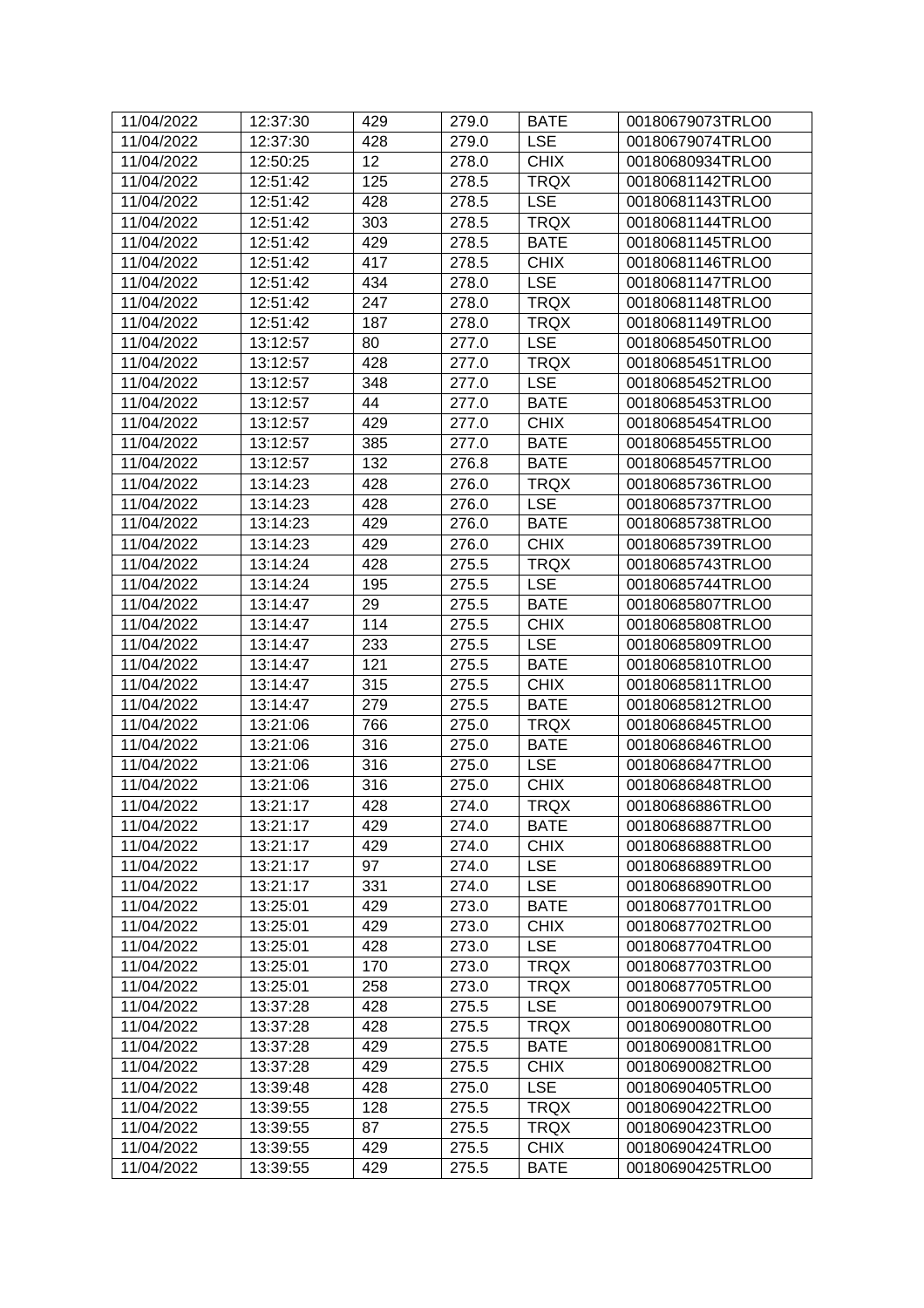| 11/04/2022 | 12:37:30 | 429 | 279.0 | BATE | 00180679073TRLO0 |
|---|---|---|---|---|---|
| 11/04/2022 | 12:37:30 | 428 | 279.0 | LSE | 00180679074TRLO0 |
| 11/04/2022 | 12:50:25 | 12 | 278.0 | CHIX | 00180680934TRLO0 |
| 11/04/2022 | 12:51:42 | 125 | 278.5 | TRQX | 00180681142TRLO0 |
| 11/04/2022 | 12:51:42 | 428 | 278.5 | LSE | 00180681143TRLO0 |
| 11/04/2022 | 12:51:42 | 303 | 278.5 | TRQX | 00180681144TRLO0 |
| 11/04/2022 | 12:51:42 | 429 | 278.5 | BATE | 00180681145TRLO0 |
| 11/04/2022 | 12:51:42 | 417 | 278.5 | CHIX | 00180681146TRLO0 |
| 11/04/2022 | 12:51:42 | 434 | 278.0 | LSE | 00180681147TRLO0 |
| 11/04/2022 | 12:51:42 | 247 | 278.0 | TRQX | 00180681148TRLO0 |
| 11/04/2022 | 12:51:42 | 187 | 278.0 | TRQX | 00180681149TRLO0 |
| 11/04/2022 | 13:12:57 | 80 | 277.0 | LSE | 00180685450TRLO0 |
| 11/04/2022 | 13:12:57 | 428 | 277.0 | TRQX | 00180685451TRLO0 |
| 11/04/2022 | 13:12:57 | 348 | 277.0 | LSE | 00180685452TRLO0 |
| 11/04/2022 | 13:12:57 | 44 | 277.0 | BATE | 00180685453TRLO0 |
| 11/04/2022 | 13:12:57 | 429 | 277.0 | CHIX | 00180685454TRLO0 |
| 11/04/2022 | 13:12:57 | 385 | 277.0 | BATE | 00180685455TRLO0 |
| 11/04/2022 | 13:12:57 | 132 | 276.8 | BATE | 00180685457TRLO0 |
| 11/04/2022 | 13:14:23 | 428 | 276.0 | TRQX | 00180685736TRLO0 |
| 11/04/2022 | 13:14:23 | 428 | 276.0 | LSE | 00180685737TRLO0 |
| 11/04/2022 | 13:14:23 | 429 | 276.0 | BATE | 00180685738TRLO0 |
| 11/04/2022 | 13:14:23 | 429 | 276.0 | CHIX | 00180685739TRLO0 |
| 11/04/2022 | 13:14:24 | 428 | 275.5 | TRQX | 00180685743TRLO0 |
| 11/04/2022 | 13:14:24 | 195 | 275.5 | LSE | 00180685744TRLO0 |
| 11/04/2022 | 13:14:47 | 29 | 275.5 | BATE | 00180685807TRLO0 |
| 11/04/2022 | 13:14:47 | 114 | 275.5 | CHIX | 00180685808TRLO0 |
| 11/04/2022 | 13:14:47 | 233 | 275.5 | LSE | 00180685809TRLO0 |
| 11/04/2022 | 13:14:47 | 121 | 275.5 | BATE | 00180685810TRLO0 |
| 11/04/2022 | 13:14:47 | 315 | 275.5 | CHIX | 00180685811TRLO0 |
| 11/04/2022 | 13:14:47 | 279 | 275.5 | BATE | 00180685812TRLO0 |
| 11/04/2022 | 13:21:06 | 766 | 275.0 | TRQX | 00180686845TRLO0 |
| 11/04/2022 | 13:21:06 | 316 | 275.0 | BATE | 00180686846TRLO0 |
| 11/04/2022 | 13:21:06 | 316 | 275.0 | LSE | 00180686847TRLO0 |
| 11/04/2022 | 13:21:06 | 316 | 275.0 | CHIX | 00180686848TRLO0 |
| 11/04/2022 | 13:21:17 | 428 | 274.0 | TRQX | 00180686886TRLO0 |
| 11/04/2022 | 13:21:17 | 429 | 274.0 | BATE | 00180686887TRLO0 |
| 11/04/2022 | 13:21:17 | 429 | 274.0 | CHIX | 00180686888TRLO0 |
| 11/04/2022 | 13:21:17 | 97 | 274.0 | LSE | 00180686889TRLO0 |
| 11/04/2022 | 13:21:17 | 331 | 274.0 | LSE | 00180686890TRLO0 |
| 11/04/2022 | 13:25:01 | 429 | 273.0 | BATE | 00180687701TRLO0 |
| 11/04/2022 | 13:25:01 | 429 | 273.0 | CHIX | 00180687702TRLO0 |
| 11/04/2022 | 13:25:01 | 428 | 273.0 | LSE | 00180687704TRLO0 |
| 11/04/2022 | 13:25:01 | 170 | 273.0 | TRQX | 00180687703TRLO0 |
| 11/04/2022 | 13:25:01 | 258 | 273.0 | TRQX | 00180687705TRLO0 |
| 11/04/2022 | 13:37:28 | 428 | 275.5 | LSE | 00180690079TRLO0 |
| 11/04/2022 | 13:37:28 | 428 | 275.5 | TRQX | 00180690080TRLO0 |
| 11/04/2022 | 13:37:28 | 429 | 275.5 | BATE | 00180690081TRLO0 |
| 11/04/2022 | 13:37:28 | 429 | 275.5 | CHIX | 00180690082TRLO0 |
| 11/04/2022 | 13:39:48 | 428 | 275.0 | LSE | 00180690405TRLO0 |
| 11/04/2022 | 13:39:55 | 128 | 275.5 | TRQX | 00180690422TRLO0 |
| 11/04/2022 | 13:39:55 | 87 | 275.5 | TRQX | 00180690423TRLO0 |
| 11/04/2022 | 13:39:55 | 429 | 275.5 | CHIX | 00180690424TRLO0 |
| 11/04/2022 | 13:39:55 | 429 | 275.5 | BATE | 00180690425TRLO0 |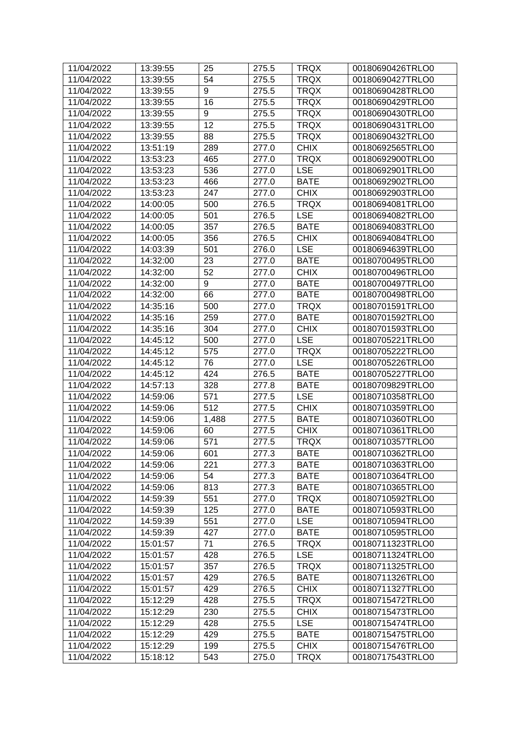| 11/04/2022 | 13:39:55 | 25 | 275.5 | TRQX | 00180690426TRLO0 |
|---|---|---|---|---|---|
| 11/04/2022 | 13:39:55 | 54 | 275.5 | TRQX | 00180690427TRLO0 |
| 11/04/2022 | 13:39:55 | 9 | 275.5 | TRQX | 00180690428TRLO0 |
| 11/04/2022 | 13:39:55 | 16 | 275.5 | TRQX | 00180690429TRLO0 |
| 11/04/2022 | 13:39:55 | 9 | 275.5 | TRQX | 00180690430TRLO0 |
| 11/04/2022 | 13:39:55 | 12 | 275.5 | TRQX | 00180690431TRLO0 |
| 11/04/2022 | 13:39:55 | 88 | 275.5 | TRQX | 00180690432TRLO0 |
| 11/04/2022 | 13:51:19 | 289 | 277.0 | CHIX | 00180692565TRLO0 |
| 11/04/2022 | 13:53:23 | 465 | 277.0 | TRQX | 00180692900TRLO0 |
| 11/04/2022 | 13:53:23 | 536 | 277.0 | LSE | 00180692901TRLO0 |
| 11/04/2022 | 13:53:23 | 466 | 277.0 | BATE | 00180692902TRLO0 |
| 11/04/2022 | 13:53:23 | 247 | 277.0 | CHIX | 00180692903TRLO0 |
| 11/04/2022 | 14:00:05 | 500 | 276.5 | TRQX | 00180694081TRLO0 |
| 11/04/2022 | 14:00:05 | 501 | 276.5 | LSE | 00180694082TRLO0 |
| 11/04/2022 | 14:00:05 | 357 | 276.5 | BATE | 00180694083TRLO0 |
| 11/04/2022 | 14:00:05 | 356 | 276.5 | CHIX | 00180694084TRLO0 |
| 11/04/2022 | 14:03:39 | 501 | 276.0 | LSE | 00180694639TRLO0 |
| 11/04/2022 | 14:32:00 | 23 | 277.0 | BATE | 00180700495TRLO0 |
| 11/04/2022 | 14:32:00 | 52 | 277.0 | CHIX | 00180700496TRLO0 |
| 11/04/2022 | 14:32:00 | 9 | 277.0 | BATE | 00180700497TRLO0 |
| 11/04/2022 | 14:32:00 | 66 | 277.0 | BATE | 00180700498TRLO0 |
| 11/04/2022 | 14:35:16 | 500 | 277.0 | TRQX | 00180701591TRLO0 |
| 11/04/2022 | 14:35:16 | 259 | 277.0 | BATE | 00180701592TRLO0 |
| 11/04/2022 | 14:35:16 | 304 | 277.0 | CHIX | 00180701593TRLO0 |
| 11/04/2022 | 14:45:12 | 500 | 277.0 | LSE | 00180705221TRLO0 |
| 11/04/2022 | 14:45:12 | 575 | 277.0 | TRQX | 00180705222TRLO0 |
| 11/04/2022 | 14:45:12 | 76 | 277.0 | LSE | 00180705226TRLO0 |
| 11/04/2022 | 14:45:12 | 424 | 276.5 | BATE | 00180705227TRLO0 |
| 11/04/2022 | 14:57:13 | 328 | 277.8 | BATE | 00180709829TRLO0 |
| 11/04/2022 | 14:59:06 | 571 | 277.5 | LSE | 00180710358TRLO0 |
| 11/04/2022 | 14:59:06 | 512 | 277.5 | CHIX | 00180710359TRLO0 |
| 11/04/2022 | 14:59:06 | 1,488 | 277.5 | BATE | 00180710360TRLO0 |
| 11/04/2022 | 14:59:06 | 60 | 277.5 | CHIX | 00180710361TRLO0 |
| 11/04/2022 | 14:59:06 | 571 | 277.5 | TRQX | 00180710357TRLO0 |
| 11/04/2022 | 14:59:06 | 601 | 277.3 | BATE | 00180710362TRLO0 |
| 11/04/2022 | 14:59:06 | 221 | 277.3 | BATE | 00180710363TRLO0 |
| 11/04/2022 | 14:59:06 | 54 | 277.3 | BATE | 00180710364TRLO0 |
| 11/04/2022 | 14:59:06 | 813 | 277.3 | BATE | 00180710365TRLO0 |
| 11/04/2022 | 14:59:39 | 551 | 277.0 | TRQX | 00180710592TRLO0 |
| 11/04/2022 | 14:59:39 | 125 | 277.0 | BATE | 00180710593TRLO0 |
| 11/04/2022 | 14:59:39 | 551 | 277.0 | LSE | 00180710594TRLO0 |
| 11/04/2022 | 14:59:39 | 427 | 277.0 | BATE | 00180710595TRLO0 |
| 11/04/2022 | 15:01:57 | 71 | 276.5 | TRQX | 00180711323TRLO0 |
| 11/04/2022 | 15:01:57 | 428 | 276.5 | LSE | 00180711324TRLO0 |
| 11/04/2022 | 15:01:57 | 357 | 276.5 | TRQX | 00180711325TRLO0 |
| 11/04/2022 | 15:01:57 | 429 | 276.5 | BATE | 00180711326TRLO0 |
| 11/04/2022 | 15:01:57 | 429 | 276.5 | CHIX | 00180711327TRLO0 |
| 11/04/2022 | 15:12:29 | 428 | 275.5 | TRQX | 00180715472TRLO0 |
| 11/04/2022 | 15:12:29 | 230 | 275.5 | CHIX | 00180715473TRLO0 |
| 11/04/2022 | 15:12:29 | 428 | 275.5 | LSE | 00180715474TRLO0 |
| 11/04/2022 | 15:12:29 | 429 | 275.5 | BATE | 00180715475TRLO0 |
| 11/04/2022 | 15:12:29 | 199 | 275.5 | CHIX | 00180715476TRLO0 |
| 11/04/2022 | 15:18:12 | 543 | 275.0 | TRQX | 00180717543TRLO0 |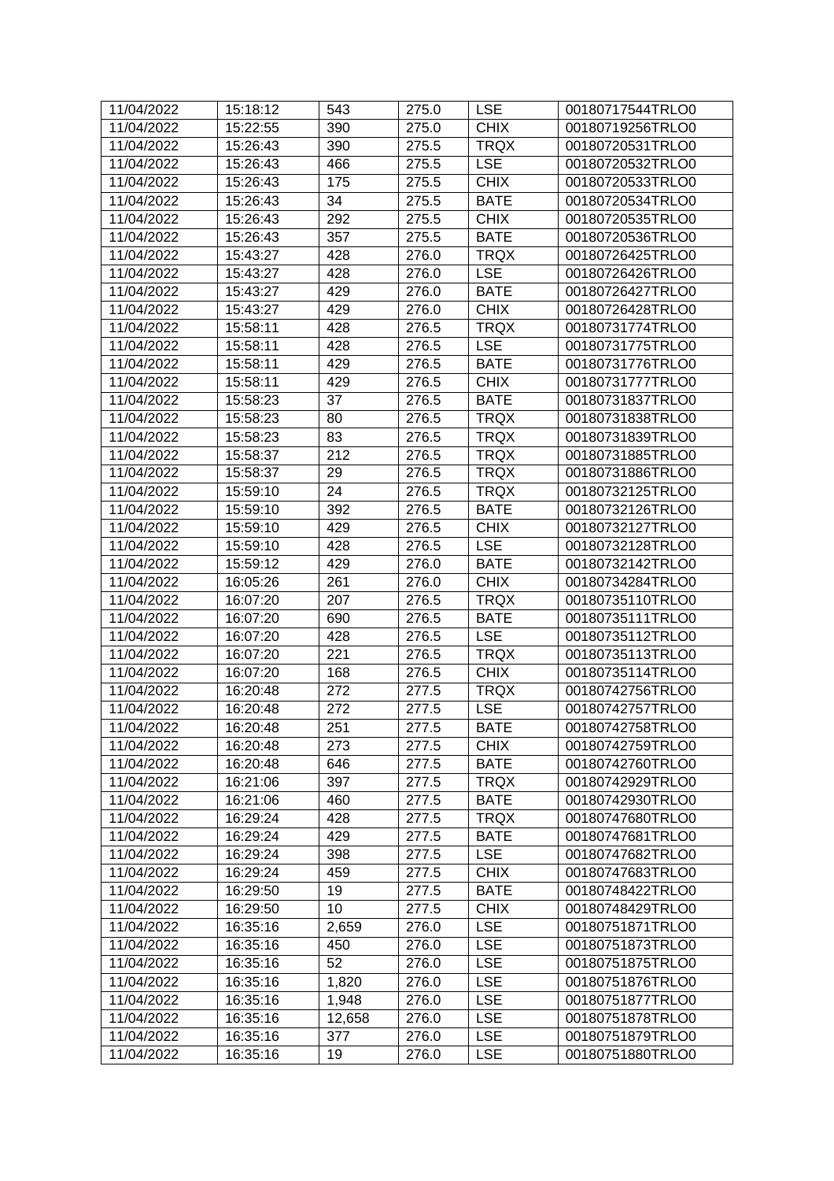| 11/04/2022 | 15:18:12 | 543 | 275.0 | LSE | 00180717544TRLO0 |
|---|---|---|---|---|---|
| 11/04/2022 | 15:22:55 | 390 | 275.0 | CHIX | 00180719256TRLO0 |
| 11/04/2022 | 15:26:43 | 390 | 275.5 | TRQX | 00180720531TRLO0 |
| 11/04/2022 | 15:26:43 | 466 | 275.5 | LSE | 00180720532TRLO0 |
| 11/04/2022 | 15:26:43 | 175 | 275.5 | CHIX | 00180720533TRLO0 |
| 11/04/2022 | 15:26:43 | 34 | 275.5 | BATE | 00180720534TRLO0 |
| 11/04/2022 | 15:26:43 | 292 | 275.5 | CHIX | 00180720535TRLO0 |
| 11/04/2022 | 15:26:43 | 357 | 275.5 | BATE | 00180720536TRLO0 |
| 11/04/2022 | 15:43:27 | 428 | 276.0 | TRQX | 00180726425TRLO0 |
| 11/04/2022 | 15:43:27 | 428 | 276.0 | LSE | 00180726426TRLO0 |
| 11/04/2022 | 15:43:27 | 429 | 276.0 | BATE | 00180726427TRLO0 |
| 11/04/2022 | 15:43:27 | 429 | 276.0 | CHIX | 00180726428TRLO0 |
| 11/04/2022 | 15:58:11 | 428 | 276.5 | TRQX | 00180731774TRLO0 |
| 11/04/2022 | 15:58:11 | 428 | 276.5 | LSE | 00180731775TRLO0 |
| 11/04/2022 | 15:58:11 | 429 | 276.5 | BATE | 00180731776TRLO0 |
| 11/04/2022 | 15:58:11 | 429 | 276.5 | CHIX | 00180731777TRLO0 |
| 11/04/2022 | 15:58:23 | 37 | 276.5 | BATE | 00180731837TRLO0 |
| 11/04/2022 | 15:58:23 | 80 | 276.5 | TRQX | 00180731838TRLO0 |
| 11/04/2022 | 15:58:23 | 83 | 276.5 | TRQX | 00180731839TRLO0 |
| 11/04/2022 | 15:58:37 | 212 | 276.5 | TRQX | 00180731885TRLO0 |
| 11/04/2022 | 15:58:37 | 29 | 276.5 | TRQX | 00180731886TRLO0 |
| 11/04/2022 | 15:59:10 | 24 | 276.5 | TRQX | 00180732125TRLO0 |
| 11/04/2022 | 15:59:10 | 392 | 276.5 | BATE | 00180732126TRLO0 |
| 11/04/2022 | 15:59:10 | 429 | 276.5 | CHIX | 00180732127TRLO0 |
| 11/04/2022 | 15:59:10 | 428 | 276.5 | LSE | 00180732128TRLO0 |
| 11/04/2022 | 15:59:12 | 429 | 276.0 | BATE | 00180732142TRLO0 |
| 11/04/2022 | 16:05:26 | 261 | 276.0 | CHIX | 00180734284TRLO0 |
| 11/04/2022 | 16:07:20 | 207 | 276.5 | TRQX | 00180735110TRLO0 |
| 11/04/2022 | 16:07:20 | 690 | 276.5 | BATE | 00180735111TRLO0 |
| 11/04/2022 | 16:07:20 | 428 | 276.5 | LSE | 00180735112TRLO0 |
| 11/04/2022 | 16:07:20 | 221 | 276.5 | TRQX | 00180735113TRLO0 |
| 11/04/2022 | 16:07:20 | 168 | 276.5 | CHIX | 00180735114TRLO0 |
| 11/04/2022 | 16:20:48 | 272 | 277.5 | TRQX | 00180742756TRLO0 |
| 11/04/2022 | 16:20:48 | 272 | 277.5 | LSE | 00180742757TRLO0 |
| 11/04/2022 | 16:20:48 | 251 | 277.5 | BATE | 00180742758TRLO0 |
| 11/04/2022 | 16:20:48 | 273 | 277.5 | CHIX | 00180742759TRLO0 |
| 11/04/2022 | 16:20:48 | 646 | 277.5 | BATE | 00180742760TRLO0 |
| 11/04/2022 | 16:21:06 | 397 | 277.5 | TRQX | 00180742929TRLO0 |
| 11/04/2022 | 16:21:06 | 460 | 277.5 | BATE | 00180742930TRLO0 |
| 11/04/2022 | 16:29:24 | 428 | 277.5 | TRQX | 00180747680TRLO0 |
| 11/04/2022 | 16:29:24 | 429 | 277.5 | BATE | 00180747681TRLO0 |
| 11/04/2022 | 16:29:24 | 398 | 277.5 | LSE | 00180747682TRLO0 |
| 11/04/2022 | 16:29:24 | 459 | 277.5 | CHIX | 00180747683TRLO0 |
| 11/04/2022 | 16:29:50 | 19 | 277.5 | BATE | 00180748422TRLO0 |
| 11/04/2022 | 16:29:50 | 10 | 277.5 | CHIX | 00180748429TRLO0 |
| 11/04/2022 | 16:35:16 | 2,659 | 276.0 | LSE | 00180751871TRLO0 |
| 11/04/2022 | 16:35:16 | 450 | 276.0 | LSE | 00180751873TRLO0 |
| 11/04/2022 | 16:35:16 | 52 | 276.0 | LSE | 00180751875TRLO0 |
| 11/04/2022 | 16:35:16 | 1,820 | 276.0 | LSE | 00180751876TRLO0 |
| 11/04/2022 | 16:35:16 | 1,948 | 276.0 | LSE | 00180751877TRLO0 |
| 11/04/2022 | 16:35:16 | 12,658 | 276.0 | LSE | 00180751878TRLO0 |
| 11/04/2022 | 16:35:16 | 377 | 276.0 | LSE | 00180751879TRLO0 |
| 11/04/2022 | 16:35:16 | 19 | 276.0 | LSE | 00180751880TRLO0 |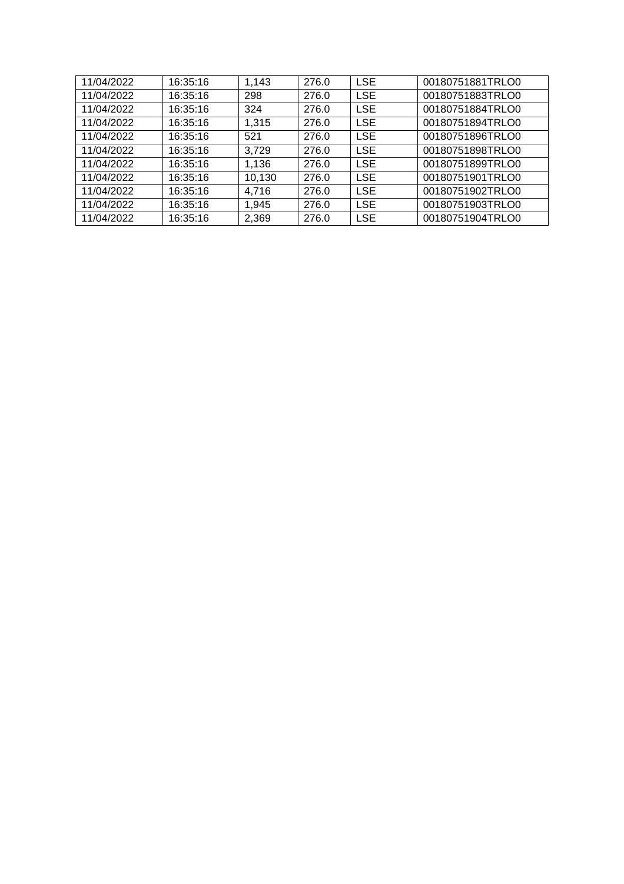| | | | | | |
|---|---|---|---|---|---|
| 11/04/2022 | 16:35:16 | 1,143 | 276.0 | LSE | 00180751881TRLO0 |
| 11/04/2022 | 16:35:16 | 298 | 276.0 | LSE | 00180751883TRLO0 |
| 11/04/2022 | 16:35:16 | 324 | 276.0 | LSE | 00180751884TRLO0 |
| 11/04/2022 | 16:35:16 | 1,315 | 276.0 | LSE | 00180751894TRLO0 |
| 11/04/2022 | 16:35:16 | 521 | 276.0 | LSE | 00180751896TRLO0 |
| 11/04/2022 | 16:35:16 | 3,729 | 276.0 | LSE | 00180751898TRLO0 |
| 11/04/2022 | 16:35:16 | 1,136 | 276.0 | LSE | 00180751899TRLO0 |
| 11/04/2022 | 16:35:16 | 10,130 | 276.0 | LSE | 00180751901TRLO0 |
| 11/04/2022 | 16:35:16 | 4,716 | 276.0 | LSE | 00180751902TRLO0 |
| 11/04/2022 | 16:35:16 | 1,945 | 276.0 | LSE | 00180751903TRLO0 |
| 11/04/2022 | 16:35:16 | 2,369 | 276.0 | LSE | 00180751904TRLO0 |